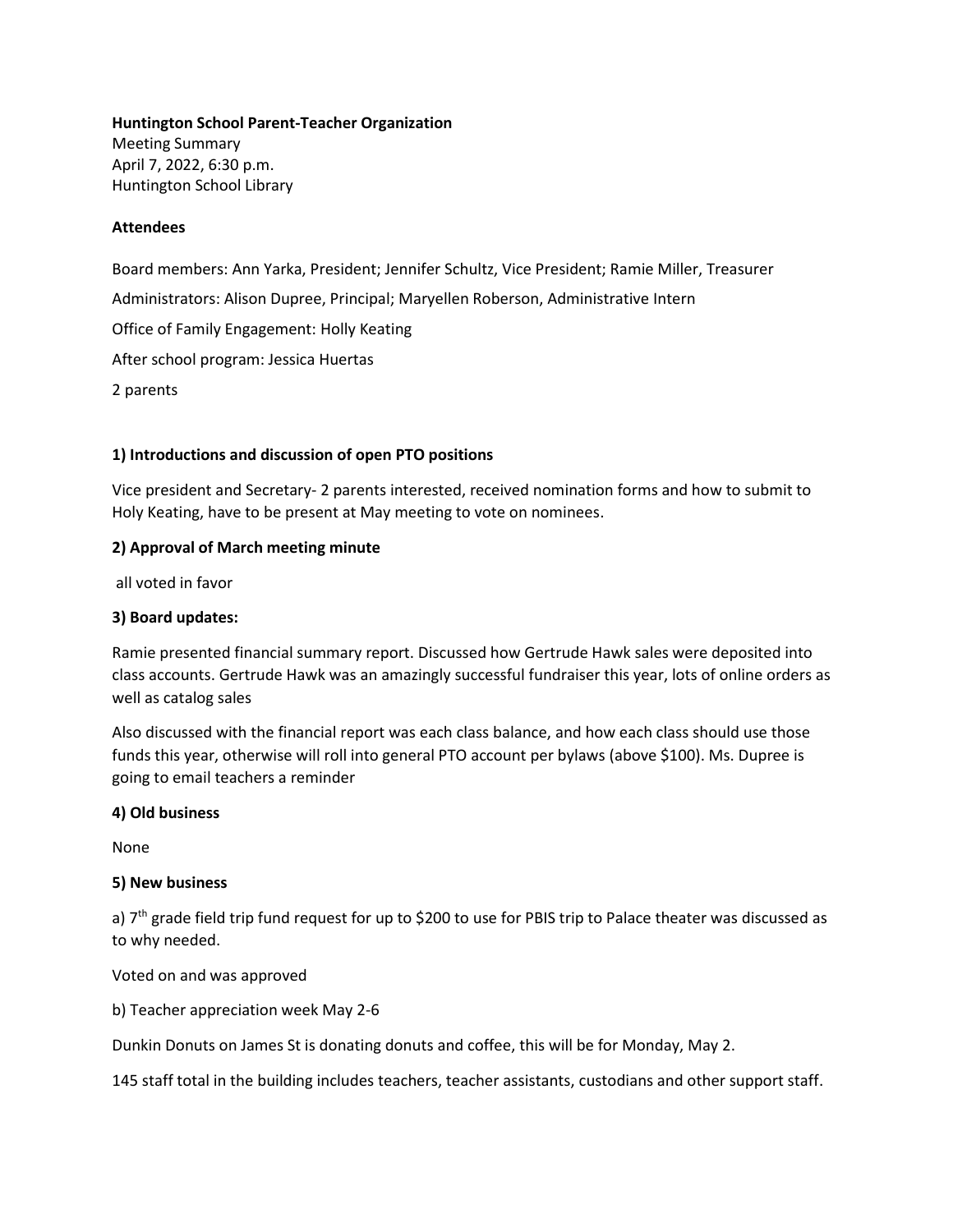**Huntington School Parent-Teacher Organization**
Meeting Summary
April 7, 2022, 6:30 p.m.
Huntington School Library

**Attendees**

Board members: Ann Yarka, President; Jennifer Schultz, Vice President; Ramie Miller, Treasurer

Administrators: Alison Dupree, Principal; Maryellen Roberson, Administrative Intern

Office of Family Engagement: Holly Keating

After school program: Jessica Huertas

2 parents

**1) Introductions and discussion of open PTO positions**

Vice president and Secretary- 2 parents interested, received nomination forms and how to submit to Holy Keating, have to be present at May meeting to vote on nominees.

**2) Approval of March meeting minute**

all voted in favor

**3) Board updates:**

Ramie presented financial summary report. Discussed how Gertrude Hawk sales were deposited into class accounts. Gertrude Hawk was an amazingly successful fundraiser this year, lots of online orders as well as catalog sales

Also discussed with the financial report was each class balance, and how each class should use those funds this year, otherwise will roll into general PTO account per bylaws (above $100). Ms. Dupree is going to email teachers a reminder

**4) Old business**

None

**5) New business**

a) 7th grade field trip fund request for up to $200 to use for PBIS trip to Palace theater was discussed as to why needed.

Voted on and was approved

b) Teacher appreciation week May 2-6

Dunkin Donuts on James St is donating donuts and coffee, this will be for Monday, May 2.

145 staff total in the building includes teachers, teacher assistants, custodians and other support staff.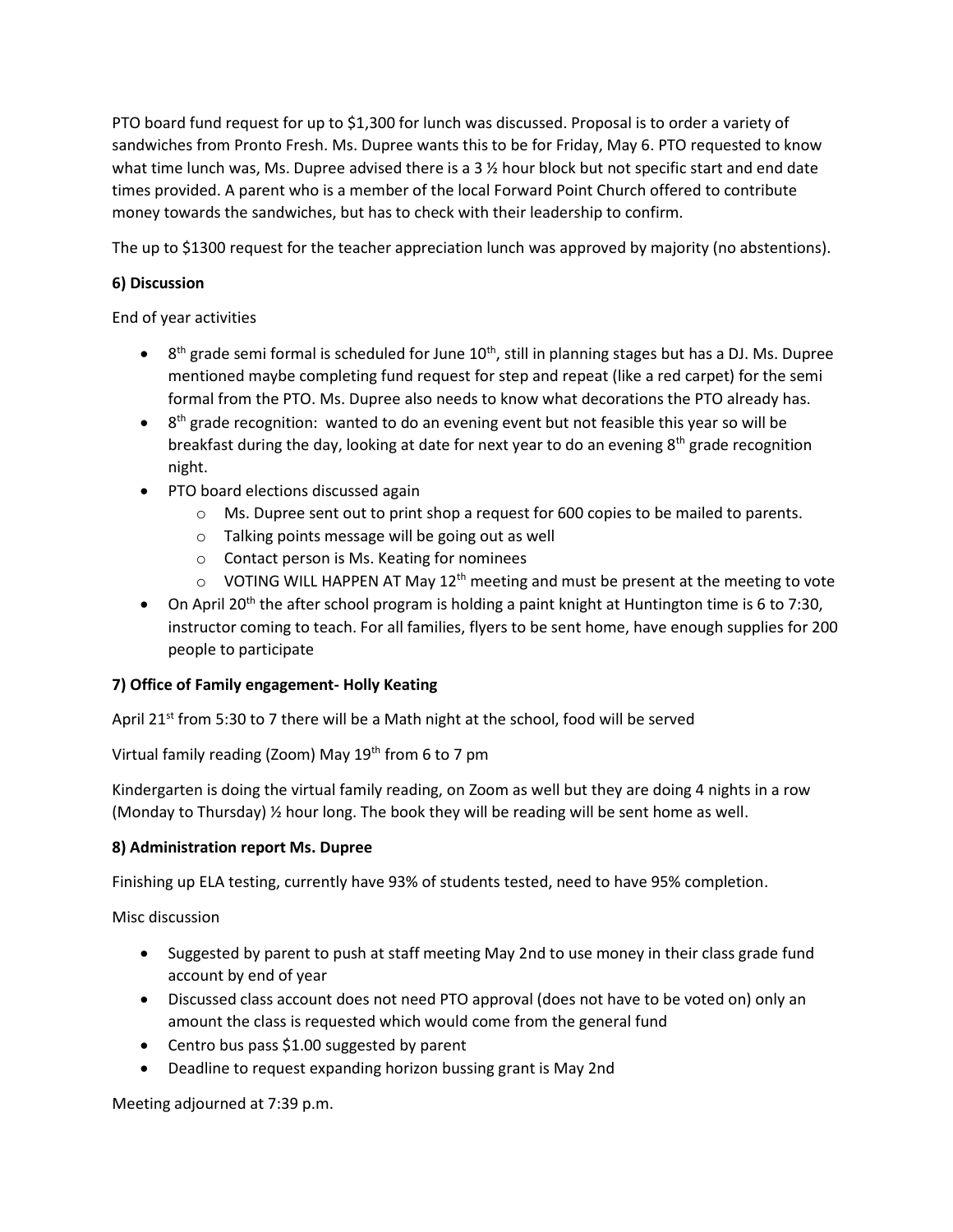PTO board fund request for up to $1,300 for lunch was discussed. Proposal is to order a variety of sandwiches from Pronto Fresh. Ms. Dupree wants this to be for Friday, May 6. PTO requested to know what time lunch was, Ms. Dupree advised there is a 3 ½ hour block but not specific start and end date times provided. A parent who is a member of the local Forward Point Church offered to contribute money towards the sandwiches, but has to check with their leadership to confirm.

The up to $1300 request for the teacher appreciation lunch was approved by majority (no abstentions).

**6) Discussion**

End of year activities

- 8th grade semi formal is scheduled for June 10th, still in planning stages but has a DJ. Ms. Dupree mentioned maybe completing fund request for step and repeat (like a red carpet) for the semi formal from the PTO. Ms. Dupree also needs to know what decorations the PTO already has.
- 8th grade recognition: wanted to do an evening event but not feasible this year so will be breakfast during the day, looking at date for next year to do an evening 8th grade recognition night.
- PTO board elections discussed again
    - Ms. Dupree sent out to print shop a request for 600 copies to be mailed to parents.
    - Talking points message will be going out as well
    - Contact person is Ms. Keating for nominees
    - VOTING WILL HAPPEN AT May 12th meeting and must be present at the meeting to vote
- On April 20th the after school program is holding a paint knight at Huntington time is 6 to 7:30, instructor coming to teach. For all families, flyers to be sent home, have enough supplies for 200 people to participate

**7) Office of Family engagement- Holly Keating**

April 21st from 5:30 to 7 there will be a Math night at the school, food will be served

Virtual family reading (Zoom) May 19th from 6 to 7 pm

Kindergarten is doing the virtual family reading, on Zoom as well but they are doing 4 nights in a row (Monday to Thursday) ½ hour long. The book they will be reading will be sent home as well.

**8) Administration report Ms. Dupree**

Finishing up ELA testing, currently have 93% of students tested, need to have 95% completion.

Misc discussion

- Suggested by parent to push at staff meeting May 2nd to use money in their class grade fund account by end of year
- Discussed class account does not need PTO approval (does not have to be voted on) only an amount the class is requested which would come from the general fund
- Centro bus pass $1.00 suggested by parent
- Deadline to request expanding horizon bussing grant is May 2nd

Meeting adjourned at 7:39 p.m.